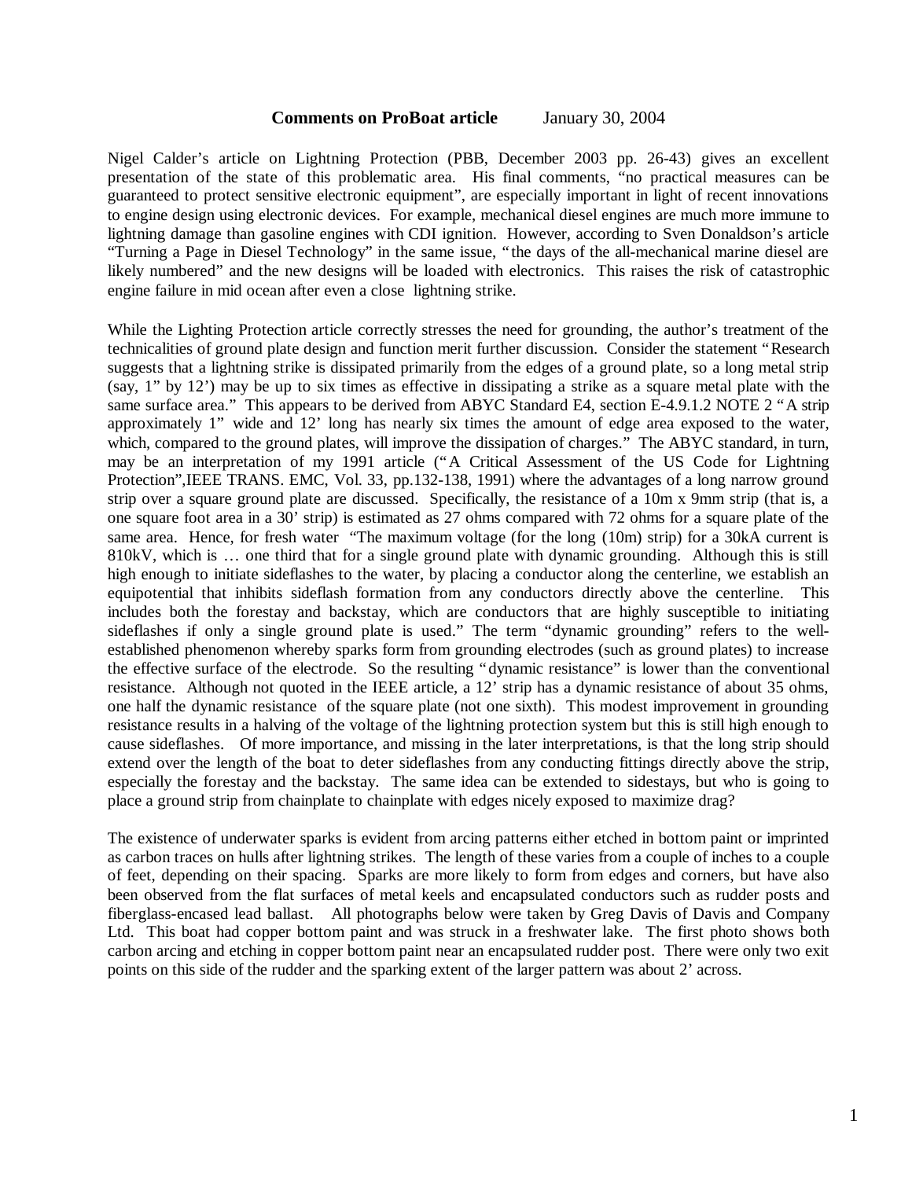**Comments on ProBoat article** January 30, 2004

Nigel Calder's article on Lightning Protection (PBB, December 2003 pp. 26-43) gives an excellent presentation of the state of this problematic area. His final comments, "no practical measures can be guaranteed to protect sensitive electronic equipment", are especially important in light of recent innovations to engine design using electronic devices. For example, mechanical diesel engines are much more immune to lightning damage than gasoline engines with CDI ignition. However, according to Sven Donaldson's article "Turning a Page in Diesel Technology" in the same issue, "the days of the all-mechanical marine diesel are likely numbered" and the new designs will be loaded with electronics. This raises the risk of catastrophic engine failure in mid ocean after even a close lightning strike.

While the Lighting Protection article correctly stresses the need for grounding, the author's treatment of the technicalities of ground plate design and function merit further discussion. Consider the statement "Research suggests that a lightning strike is dissipated primarily from the edges of a ground plate, so a long metal strip (say, 1" by 12') may be up to six times as effective in dissipating a strike as a square metal plate with the same surface area." This appears to be derived from ABYC Standard E4, section E-4.9.1.2 NOTE 2 "A strip approximately 1" wide and 12' long has nearly six times the amount of edge area exposed to the water, which, compared to the ground plates, will improve the dissipation of charges." The ABYC standard, in turn, may be an interpretation of my 1991 article ("A Critical Assessment of the US Code for Lightning Protection",IEEE TRANS. EMC, Vol. 33, pp.132-138, 1991) where the advantages of a long narrow ground strip over a square ground plate are discussed. Specifically, the resistance of a 10m x 9mm strip (that is, a one square foot area in a 30' strip) is estimated as 27 ohms compared with 72 ohms for a square plate of the same area. Hence, for fresh water "The maximum voltage (for the long (10m) strip) for a 30kA current is 810kV, which is … one third that for a single ground plate with dynamic grounding. Although this is still high enough to initiate sideflashes to the water, by placing a conductor along the centerline, we establish an equipotential that inhibits sideflash formation from any conductors directly above the centerline. This includes both the forestay and backstay, which are conductors that are highly susceptible to initiating sideflashes if only a single ground plate is used." The term "dynamic grounding" refers to the well-established phenomenon whereby sparks form from grounding electrodes (such as ground plates) to increase the effective surface of the electrode. So the resulting "dynamic resistance" is lower than the conventional resistance. Although not quoted in the IEEE article, a 12' strip has a dynamic resistance of about 35 ohms, one half the dynamic resistance of the square plate (not one sixth). This modest improvement in grounding resistance results in a halving of the voltage of the lightning protection system but this is still high enough to cause sideflashes. Of more importance, and missing in the later interpretations, is that the long strip should extend over the length of the boat to deter sideflashes from any conducting fittings directly above the strip, especially the forestay and the backstay. The same idea can be extended to sidestays, but who is going to place a ground strip from chainplate to chainplate with edges nicely exposed to maximize drag?

The existence of underwater sparks is evident from arcing patterns either etched in bottom paint or imprinted as carbon traces on hulls after lightning strikes. The length of these varies from a couple of inches to a couple of feet, depending on their spacing. Sparks are more likely to form from edges and corners, but have also been observed from the flat surfaces of metal keels and encapsulated conductors such as rudder posts and fiberglass-encased lead ballast. All photographs below were taken by Greg Davis of Davis and Company Ltd. This boat had copper bottom paint and was struck in a freshwater lake. The first photo shows both carbon arcing and etching in copper bottom paint near an encapsulated rudder post. There were only two exit points on this side of the rudder and the sparking extent of the larger pattern was about 2' across.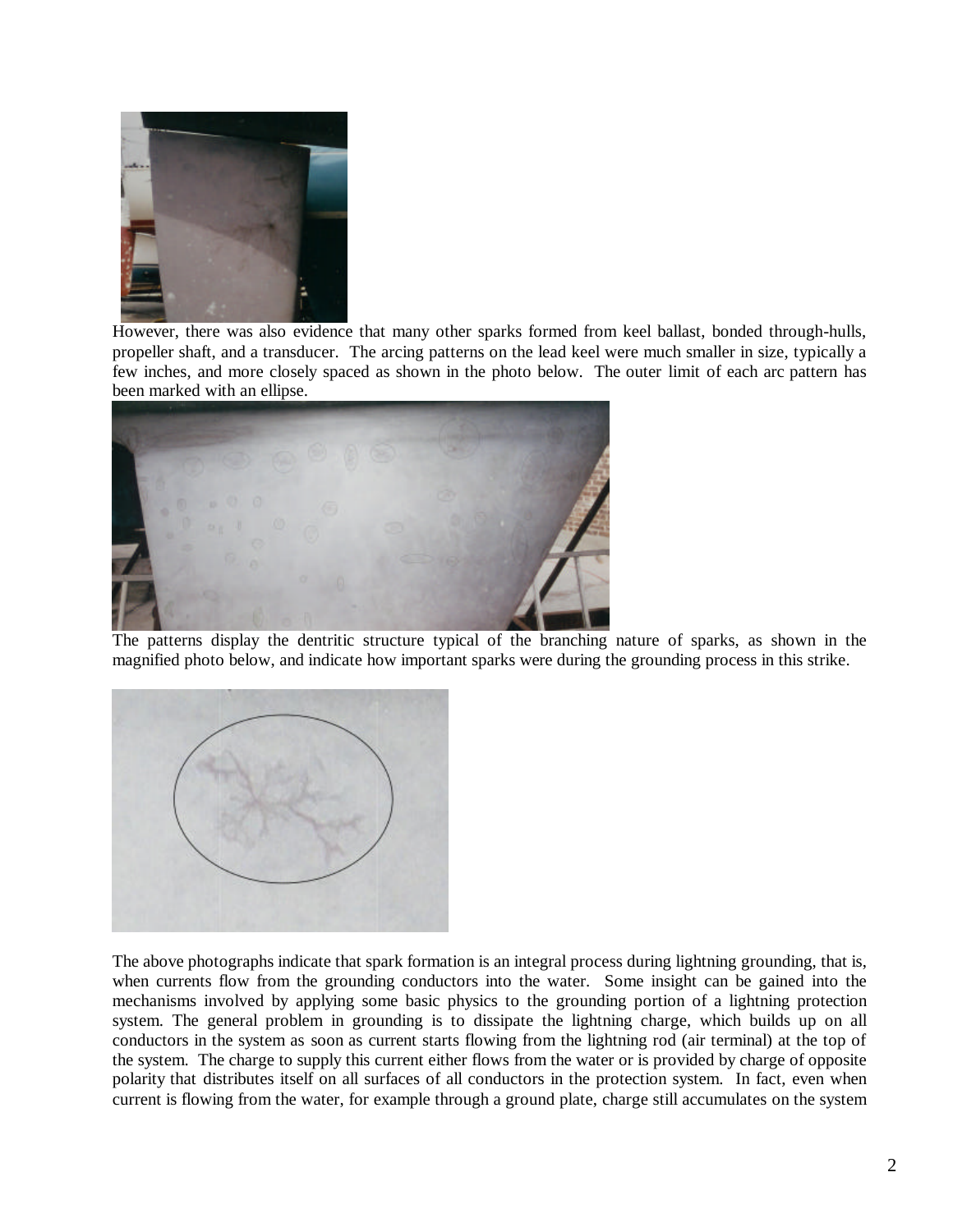However, there was also evidence that many other sparks formed from keel ballast, bonded through-hulls, propeller shaft, and a transducer. The arcing patterns on the lead keel were much smaller in size, typically a few inches, and more closely spaced as shown in the photo below. The outer limit of each arc pattern has been marked with an ellipse.

The patterns display the dentritic structure typical of the branching nature of sparks, as shown in the magnified photo below, and indicate how important sparks were during the grounding process in this strike.

The above photographs indicate that spark formation is an integral process during lightning grounding, that is, when currents flow from the grounding conductors into the water. Some insight can be gained into the mechanisms involved by applying some basic physics to the grounding portion of a lightning protection system. The general problem in grounding is to dissipate the lightning charge, which builds up on all conductors in the system as soon as current starts flowing from the lightning rod (air terminal) at the top of the system. The charge to supply this current either flows from the water or is provided by charge of opposite polarity that distributes itself on all surfaces of all conductors in the protection system. In fact, even when current is flowing from the water, for example through a ground plate, charge still accumulates on the system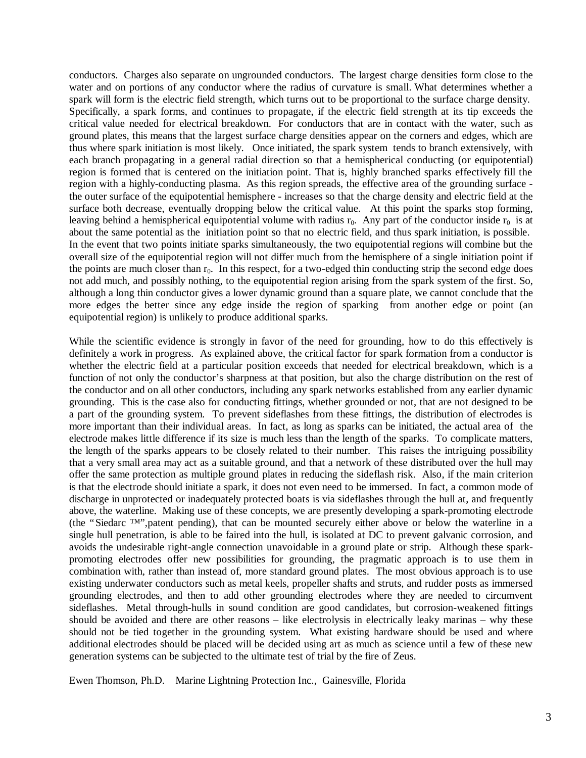conductors. Charges also separate on ungrounded conductors. The largest charge densities form close to the water and on portions of any conductor where the radius of curvature is small. What determines whether a spark will form is the electric field strength, which turns out to be proportional to the surface charge density. Specifically, a spark forms, and continues to propagate, if the electric field strength at its tip exceeds the critical value needed for electrical breakdown. For conductors that are in contact with the water, such as ground plates, this means that the largest surface charge densities appear on the corners and edges, which are thus where spark initiation is most likely. Once initiated, the spark system tends to branch extensively, with each branch propagating in a general radial direction so that a hemispherical conducting (or equipotential) region is formed that is centered on the initiation point. That is, highly branched sparks effectively fill the region with a highly-conducting plasma. As this region spreads, the effective area of the grounding surface - the outer surface of the equipotential hemisphere - increases so that the charge density and electric field at the surface both decrease, eventually dropping below the critical value. At this point the sparks stop forming, leaving behind a hemispherical equipotential volume with radius $r_0$. Any part of the conductor inside $r_0$ is at about the same potential as the initiation point so that no electric field, and thus spark initiation, is possible. In the event that two points initiate sparks simultaneously, the two equipotential regions will combine but the overall size of the equipotential region will not differ much from the hemisphere of a single initiation point if the points are much closer than $r_0$. In this respect, for a two-edged thin conducting strip the second edge does not add much, and possibly nothing, to the equipotential region arising from the spark system of the first. So, although a long thin conductor gives a lower dynamic ground than a square plate, we cannot conclude that the more edges the better since any edge inside the region of sparking from another edge or point (an equipotential region) is unlikely to produce additional sparks.

While the scientific evidence is strongly in favor of the need for grounding, how to do this effectively is definitely a work in progress. As explained above, the critical factor for spark formation from a conductor is whether the electric field at a particular position exceeds that needed for electrical breakdown, which is a function of not only the conductor's sharpness at that position, but also the charge distribution on the rest of the conductor and on all other conductors, including any spark networks established from any earlier dynamic grounding. This is the case also for conducting fittings, whether grounded or not, that are not designed to be a part of the grounding system. To prevent sideflashes from these fittings, the distribution of electrodes is more important than their individual areas. In fact, as long as sparks can be initiated, the actual area of the electrode makes little difference if its size is much less than the length of the sparks. To complicate matters, the length of the sparks appears to be closely related to their number. This raises the intriguing possibility that a very small area may act as a suitable ground, and that a network of these distributed over the hull may offer the same protection as multiple ground plates in reducing the sideflash risk. Also, if the main criterion is that the electrode should initiate a spark, it does not even need to be immersed. In fact, a common mode of discharge in unprotected or inadequately protected boats is via sideflashes through the hull at, and frequently above, the waterline. Making use of these concepts, we are presently developing a spark-promoting electrode (the "Siedarc ™",patent pending), that can be mounted securely either above or below the waterline in a single hull penetration, is able to be faired into the hull, is isolated at DC to prevent galvanic corrosion, and avoids the undesirable right-angle connection unavoidable in a ground plate or strip. Although these spark-promoting electrodes offer new possibilities for grounding, the pragmatic approach is to use them in combination with, rather than instead of, more standard ground plates. The most obvious approach is to use existing underwater conductors such as metal keels, propeller shafts and struts, and rudder posts as immersed grounding electrodes, and then to add other grounding electrodes where they are needed to circumvent sideflashes. Metal through-hulls in sound condition are good candidates, but corrosion-weakened fittings should be avoided and there are other reasons – like electrolysis in electrically leaky marinas – why these should not be tied together in the grounding system. What existing hardware should be used and where additional electrodes should be placed will be decided using art as much as science until a few of these new generation systems can be subjected to the ultimate test of trial by the fire of Zeus.

Ewen Thomson, Ph.D. Marine Lightning Protection Inc., Gainesville, Florida